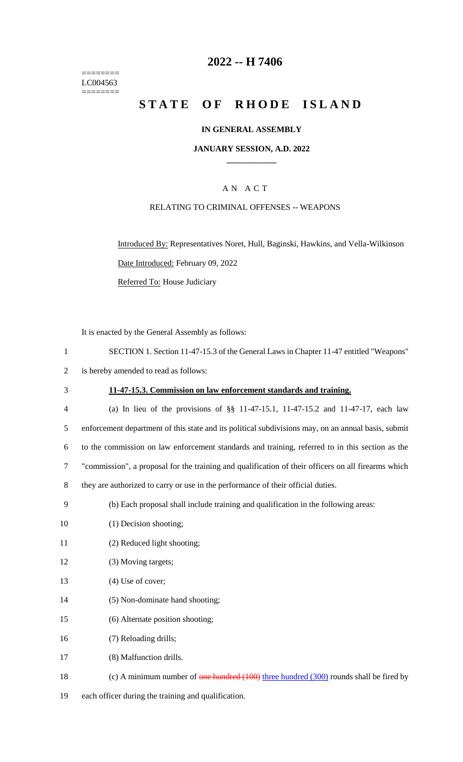========
LC004563
========

# 2022 -- H 7406

# STATE OF RHODE ISLAND

## IN GENERAL ASSEMBLY

### JANUARY SESSION, A.D. 2022

---

### A N A C T

RELATING TO CRIMINAL OFFENSES -- WEAPONS

Introduced By: Representatives Noret, Hull, Baginski, Hawkins, and Vella-Wilkinson

Date Introduced: February 09, 2022

Referred To: House Judiciary

It is enacted by the General Assembly as follows:

1 SECTION 1. Section 11-47-15.3 of the General Laws in Chapter 11-47 entitled "Weapons"
2 is hereby amended to read as follows:

3 **11-47-15.3. Commission on law enforcement standards and training.**

4 (a) In lieu of the provisions of §§ 11-47-15.1, 11-47-15.2 and 11-47-17, each law
5 enforcement department of this state and its political subdivisions may, on an annual basis, submit
6 to the commission on law enforcement standards and training, referred to in this section as the
7 "commission", a proposal for the training and qualification of their officers on all firearms which
8 they are authorized to carry or use in the performance of their official duties.

9 (b) Each proposal shall include training and qualification in the following areas:

10 (1) Decision shooting;

11 (2) Reduced light shooting;

12 (3) Moving targets;

13 (4) Use of cover;

14 (5) Non-dominate hand shooting;

15 (6) Alternate position shooting;

16 (7) Reloading drills;

17 (8) Malfunction drills.

18 (c) A minimum number of ~~one hundred (100)~~ three hundred (300) rounds shall be fired by
19 each officer during the training and qualification.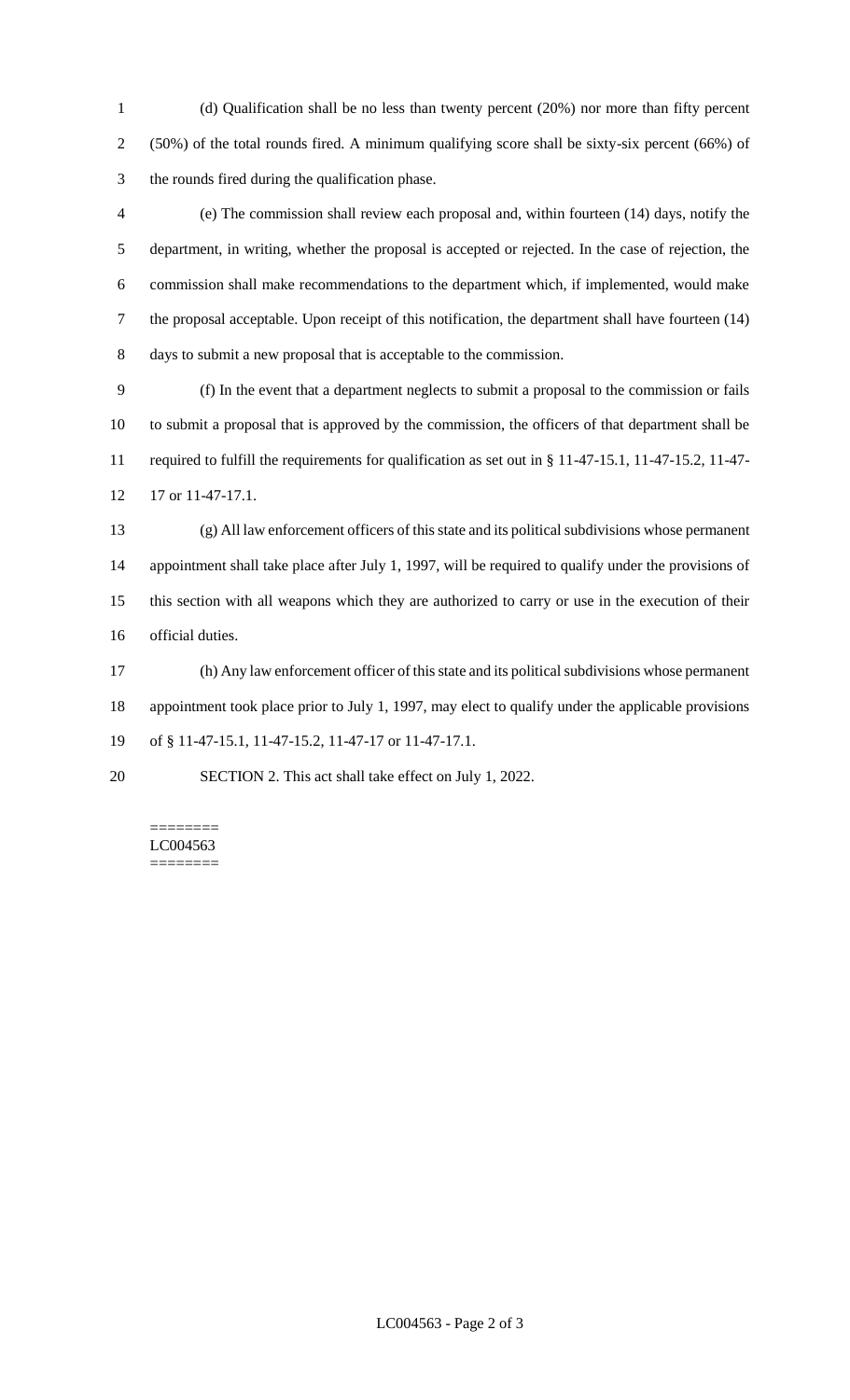(d) Qualification shall be no less than twenty percent (20%) nor more than fifty percent (50%) of the total rounds fired. A minimum qualifying score shall be sixty-six percent (66%) of the rounds fired during the qualification phase.

(e) The commission shall review each proposal and, within fourteen (14) days, notify the department, in writing, whether the proposal is accepted or rejected. In the case of rejection, the commission shall make recommendations to the department which, if implemented, would make the proposal acceptable. Upon receipt of this notification, the department shall have fourteen (14) days to submit a new proposal that is acceptable to the commission.

(f) In the event that a department neglects to submit a proposal to the commission or fails to submit a proposal that is approved by the commission, the officers of that department shall be required to fulfill the requirements for qualification as set out in § 11-47-15.1, 11-47-15.2, 11-47-17 or 11-47-17.1.

(g) All law enforcement officers of this state and its political subdivisions whose permanent appointment shall take place after July 1, 1997, will be required to qualify under the provisions of this section with all weapons which they are authorized to carry or use in the execution of their official duties.

(h) Any law enforcement officer of this state and its political subdivisions whose permanent appointment took place prior to July 1, 1997, may elect to qualify under the applicable provisions of § 11-47-15.1, 11-47-15.2, 11-47-17 or 11-47-17.1.

SECTION 2. This act shall take effect on July 1, 2022.

========
LC004563
========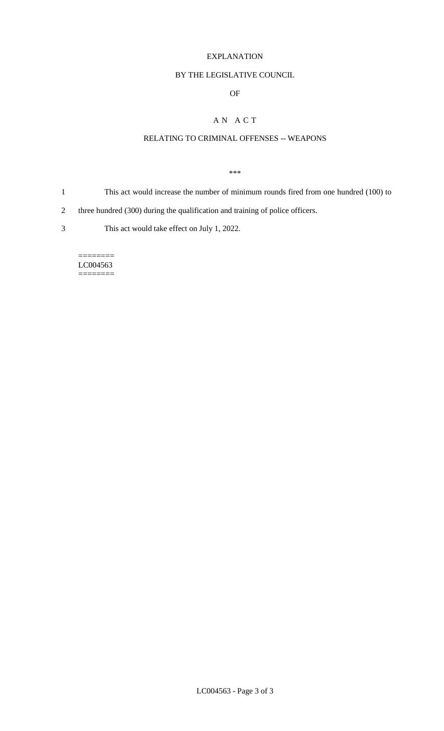EXPLANATION

BY THE LEGISLATIVE COUNCIL

OF

A N A C T

RELATING TO CRIMINAL OFFENSES -- WEAPONS

\*\*\*

1 This act would increase the number of minimum rounds fired from one hundred (100) to
2 three hundred (300) during the qualification and training of police officers.
3 This act would take effect on July 1, 2022.

========
LC004563
========